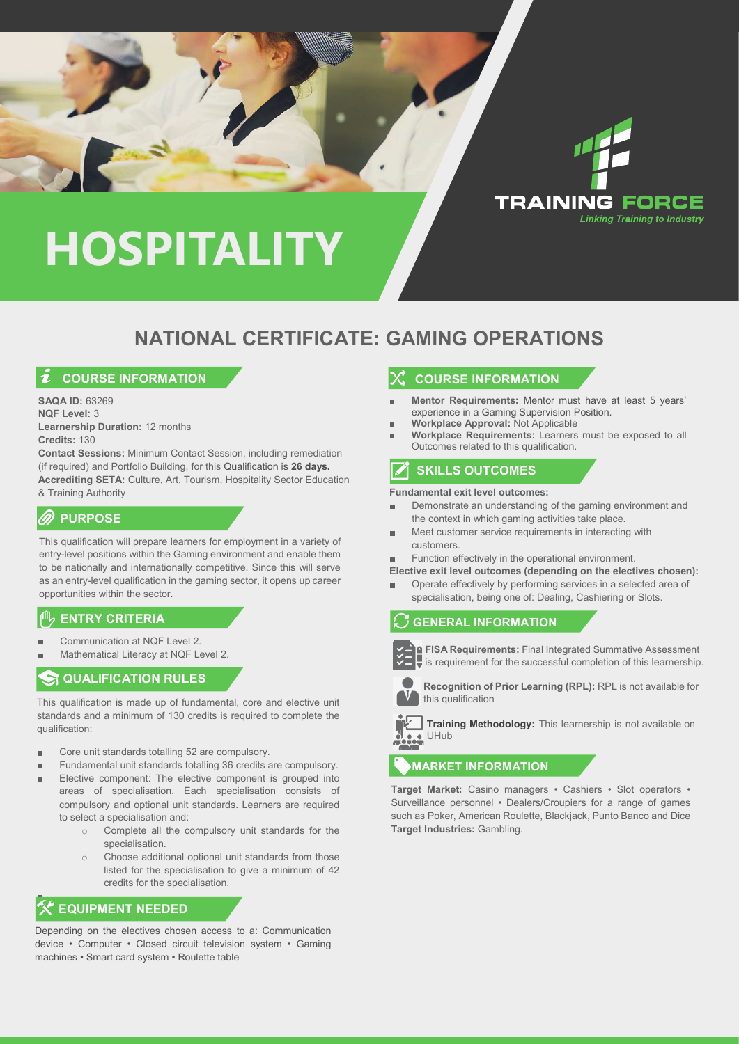# HOSPITALITY

TRAINING FORCE
*Linking Training to Industry*

## NATIONAL CERTIFICATE: GAMING OPERATIONS

### COURSE INFORMATION

**SAQA ID:** 63269
**NQF Level:** 3
**Learnership Duration:** 12 months
**Credits:** 130
**Contact Sessions:** Minimum Contact Session, including remediation (if required) and Portfolio Building, for this Qualification is **26 days.**
**Accrediting SETA:** Culture, Art, Tourism, Hospitality Sector Education & Training Authority

### PURPOSE

This qualification will prepare learners for employment in a variety of entry-level positions within the Gaming environment and enable them to be nationally and internationally competitive. Since this will serve as an entry-level qualification in the gaming sector, it opens up career opportunities within the sector.

### ENTRY CRITERIA

- Communication at NQF Level 2.
- Mathematical Literacy at NQF Level 2.

### QUALIFICATION RULES

This qualification is made up of fundamental, core and elective unit standards and a minimum of 130 credits is required to complete the qualification:

- Core unit standards totalling 52 are compulsory.
- Fundamental unit standards totalling 36 credits are compulsory.
- Elective component: The elective component is grouped into areas of specialisation. Each specialisation consists of compulsory and optional unit standards. Learners are required to select a specialisation and:
  - Complete all the compulsory unit standards for the specialisation.
  - Choose additional optional unit standards from those listed for the specialisation to give a minimum of 42 credits for the specialisation.

### EQUIPMENT NEEDED

Depending on the electives chosen access to a: Communication device • Computer • Closed circuit television system • Gaming machines • Smart card system • Roulette table

### COURSE INFORMATION

- **Mentor Requirements:** Mentor must have at least 5 years' experience in a Gaming Supervision Position.
- **Workplace Approval:** Not Applicable
- **Workplace Requirements:** Learners must be exposed to all Outcomes related to this qualification.

### SKILLS OUTCOMES

**Fundamental exit level outcomes:**

- Demonstrate an understanding of the gaming environment and the context in which gaming activities take place.
- Meet customer service requirements in interacting with customers.
- Function effectively in the operational environment.

**Elective exit level outcomes (depending on the electives chosen):**

- Operate effectively by performing services in a selected area of specialisation, being one of: Dealing, Cashiering or Slots.

### GENERAL INFORMATION

**FISA Requirements:** Final Integrated Summative Assessment is requirement for the successful completion of this learnership.

**Recognition of Prior Learning (RPL):** RPL is not available for this qualification

**Training Methodology:** This learnership is not available on UHub

### MARKET INFORMATION

**Target Market:** Casino managers • Cashiers • Slot operators • Surveillance personnel • Dealers/Croupiers for a range of games such as Poker, American Roulette, Blackjack, Punto Banco and Dice
**Target Industries:** Gambling.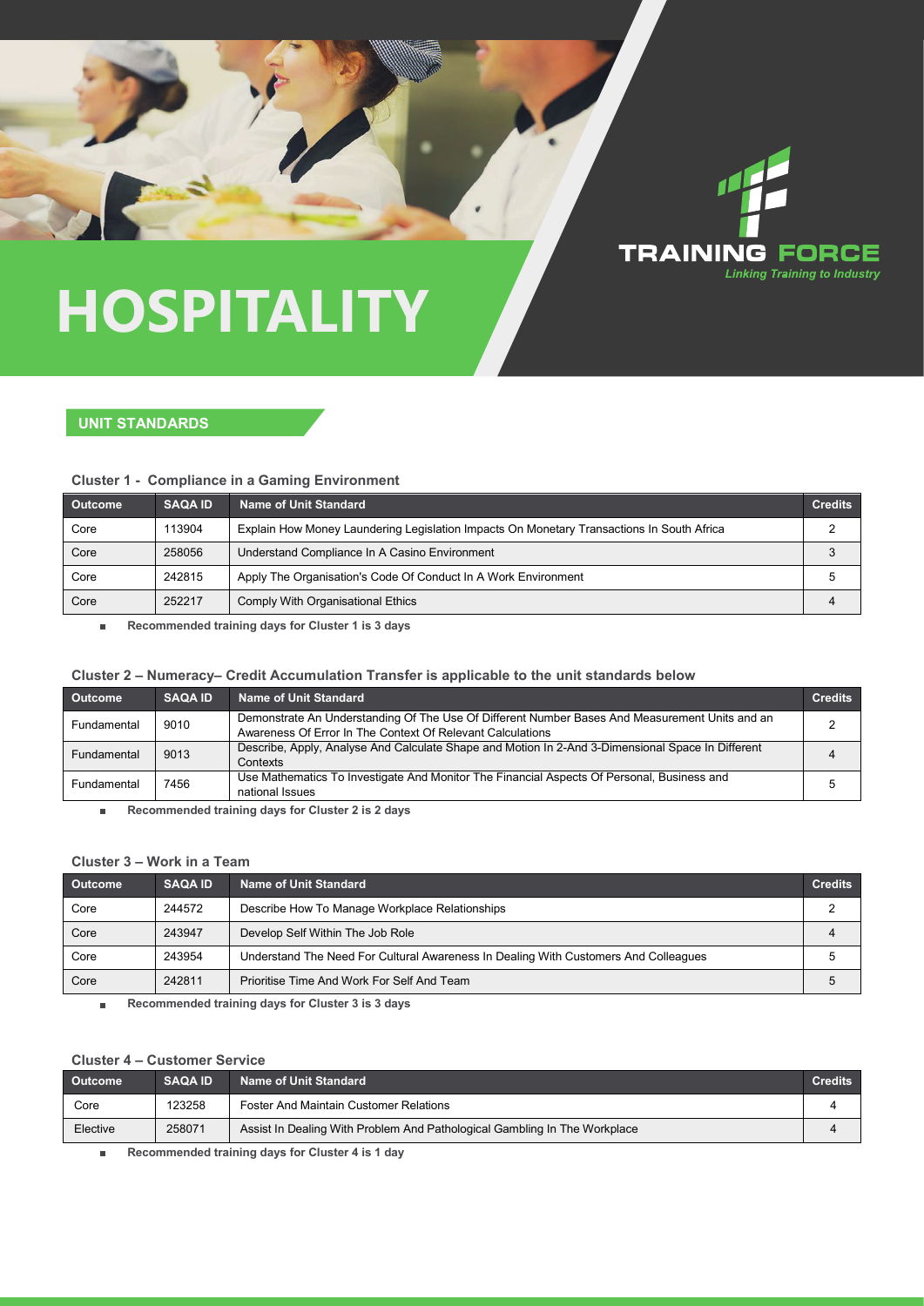# HOSPITALITY

TRAINING FORCE
*Linking Training to Industry*

## UNIT STANDARDS

### Cluster 1 - Compliance in a Gaming Environment

| Outcome | SAQA ID | Name of Unit Standard | Credits |
|---|---|---|---|
| Core | 113904 | Explain How Money Laundering Legislation Impacts On Monetary Transactions In South Africa | 2 |
| Core | 258056 | Understand Compliance In A Casino Environment | 3 |
| Core | 242815 | Apply The Organisation's Code Of Conduct In A Work Environment | 5 |
| Core | 252217 | Comply With Organisational Ethics | 4 |

- **Recommended training days for Cluster 1 is 3 days**

### Cluster 2 – Numeracy– Credit Accumulation Transfer is applicable to the unit standards below

| Outcome | SAQA ID | Name of Unit Standard | Credits |
|---|---|---|---|
| Fundamental | 9010 | Demonstrate An Understanding Of The Use Of Different Number Bases And Measurement Units and an Awareness Of Error In The Context Of Relevant Calculations | 2 |
| Fundamental | 9013 | Describe, Apply, Analyse And Calculate Shape and Motion In 2-And 3-Dimensional Space In Different Contexts | 4 |
| Fundamental | 7456 | Use Mathematics To Investigate And Monitor The Financial Aspects Of Personal, Business and national Issues | 5 |

- **Recommended training days for Cluster 2 is 2 days**

### Cluster 3 – Work in a Team

| Outcome | SAQA ID | Name of Unit Standard | Credits |
|---|---|---|---|
| Core | 244572 | Describe How To Manage Workplace Relationships | 2 |
| Core | 243947 | Develop Self Within The Job Role | 4 |
| Core | 243954 | Understand The Need For Cultural Awareness In Dealing With Customers And Colleagues | 5 |
| Core | 242811 | Prioritise Time And Work For Self And Team | 5 |

- **Recommended training days for Cluster 3 is 3 days**

### Cluster 4 – Customer Service

| Outcome | SAQA ID | Name of Unit Standard | Credits |
|---|---|---|---|
| Core | 123258 | Foster And Maintain Customer Relations | 4 |
| Elective | 258071 | Assist In Dealing With Problem And Pathological Gambling In The Workplace | 4 |

- **Recommended training days for Cluster 4 is 1 day**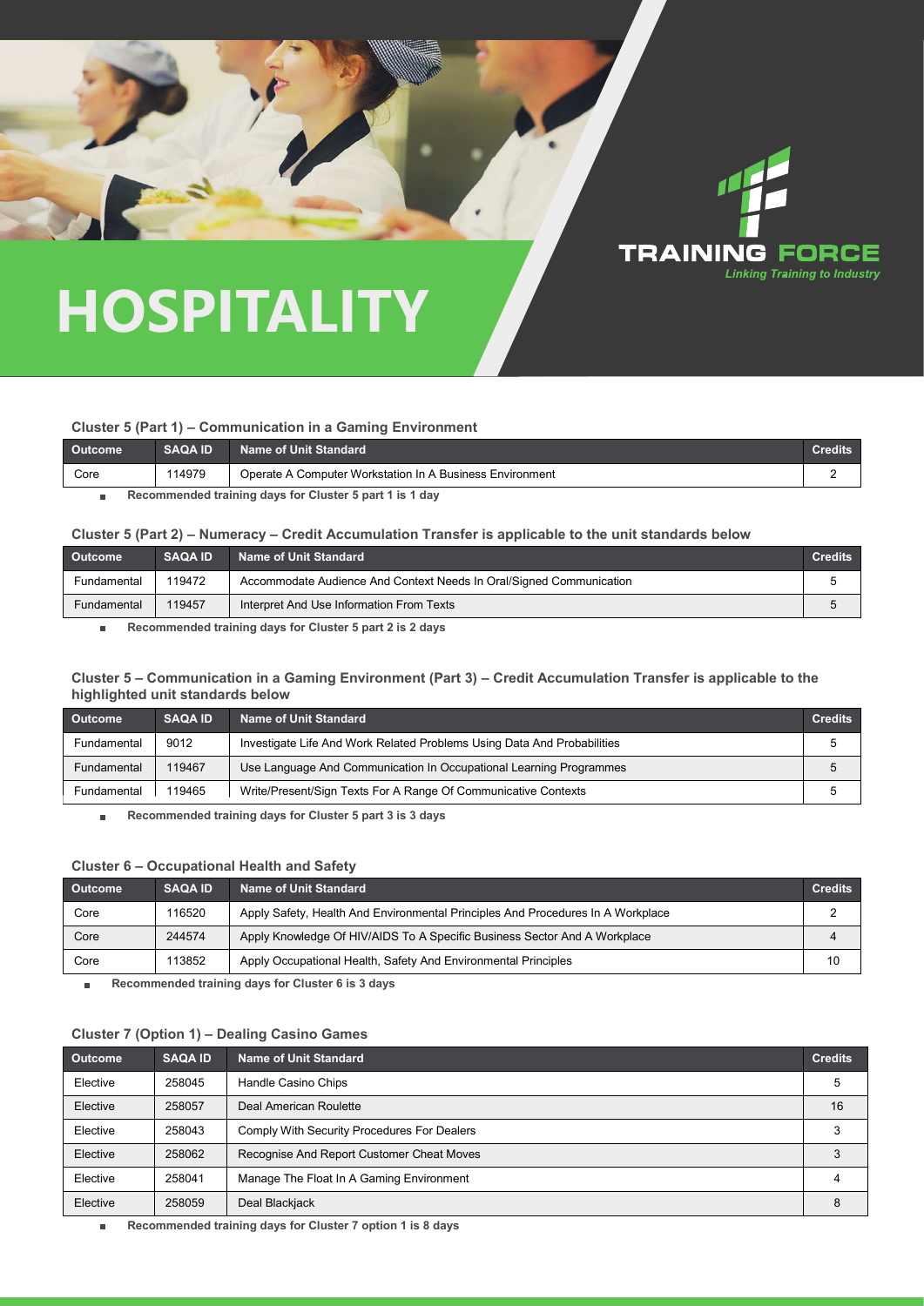# HOSPITALITY

TRAINING FORCE
*Linking Training to Industry*

### Cluster 5 (Part 1) – Communication in a Gaming Environment

| Outcome | SAQA ID | Name of Unit Standard | Credits |
|---|---|---|---|
| Core | 114979 | Operate A Computer Workstation In A Business Environment | 2 |

- **Recommended training days for Cluster 5 part 1 is 1 day**

### Cluster 5 (Part 2) – Numeracy – Credit Accumulation Transfer is applicable to the unit standards below

| Outcome | SAQA ID | Name of Unit Standard | Credits |
|---|---|---|---|
| Fundamental | 119472 | Accommodate Audience And Context Needs In Oral/Signed Communication | 5 |
| Fundamental | 119457 | Interpret And Use Information From Texts | 5 |

- **Recommended training days for Cluster 5 part 2 is 2 days**

### Cluster 5 – Communication in a Gaming Environment (Part 3) – Credit Accumulation Transfer is applicable to the highlighted unit standards below

| Outcome | SAQA ID | Name of Unit Standard | Credits |
|---|---|---|---|
| Fundamental | 9012 | Investigate Life And Work Related Problems Using Data And Probabilities | 5 |
| Fundamental | 119467 | Use Language And Communication In Occupational Learning Programmes | 5 |
| Fundamental | 119465 | Write/Present/Sign Texts For A Range Of Communicative Contexts | 5 |

- **Recommended training days for Cluster 5 part 3 is 3 days**

### Cluster 6 – Occupational Health and Safety

| Outcome | SAQA ID | Name of Unit Standard | Credits |
|---|---|---|---|
| Core | 116520 | Apply Safety, Health And Environmental Principles And Procedures In A Workplace | 2 |
| Core | 244574 | Apply Knowledge Of HIV/AIDS To A Specific Business Sector And A Workplace | 4 |
| Core | 113852 | Apply Occupational Health, Safety And Environmental Principles | 10 |

- **Recommended training days for Cluster 6 is 3 days**

### Cluster 7 (Option 1) – Dealing Casino Games

| Outcome | SAQA ID | Name of Unit Standard | Credits |
|---|---|---|---|
| Elective | 258045 | Handle Casino Chips | 5 |
| Elective | 258057 | Deal American Roulette | 16 |
| Elective | 258043 | Comply With Security Procedures For Dealers | 3 |
| Elective | 258062 | Recognise And Report Customer Cheat Moves | 3 |
| Elective | 258041 | Manage The Float In A Gaming Environment | 4 |
| Elective | 258059 | Deal Blackjack | 8 |

- **Recommended training days for Cluster 7 option 1 is 8 days**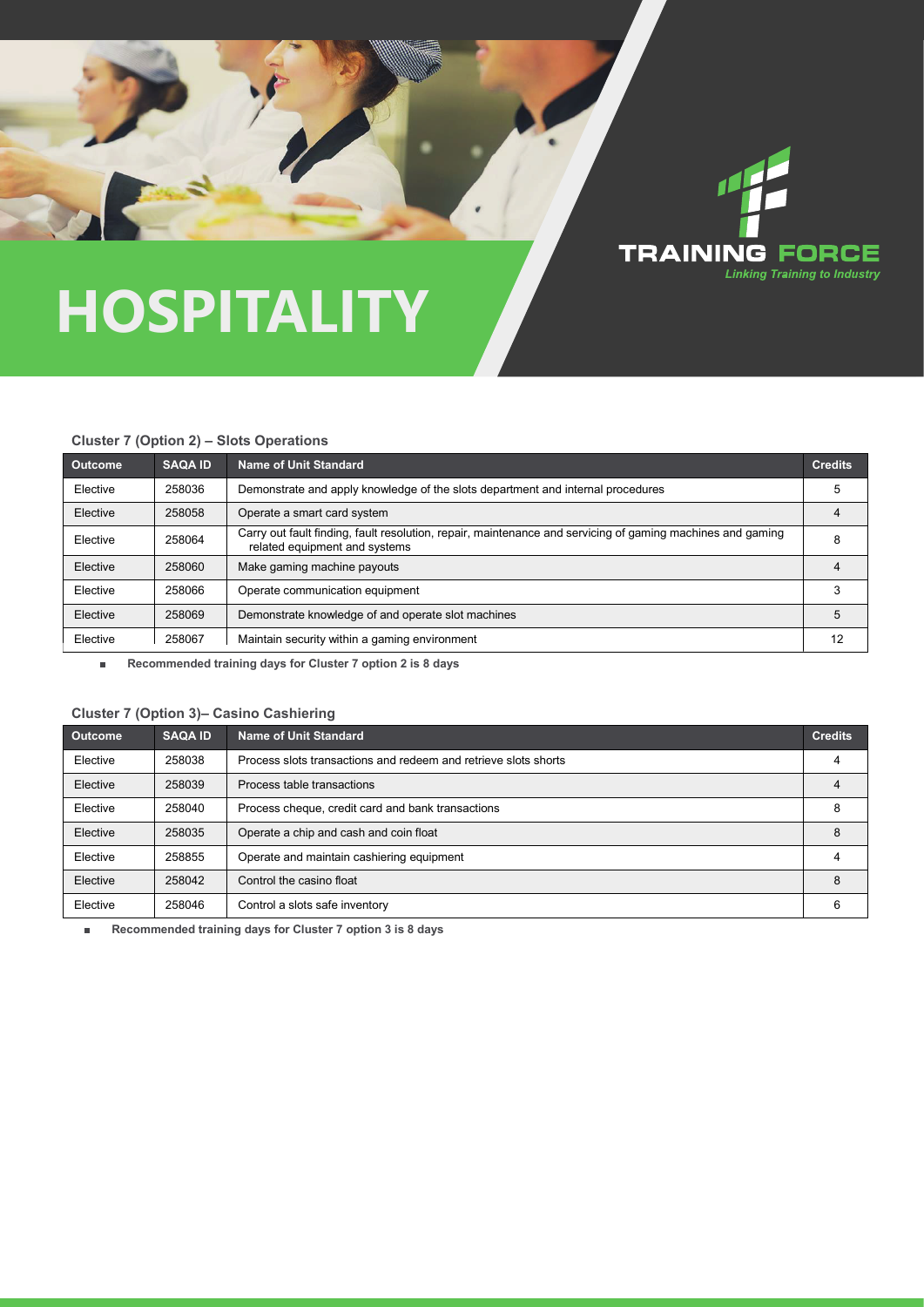# HOSPITALITY

TRAINING FORCE
*Linking Training to Industry*

### Cluster 7 (Option 2) – Slots Operations

| Outcome | SAQA ID | Name of Unit Standard | Credits |
|---|---|---|---|
| Elective | 258036 | Demonstrate and apply knowledge of the slots department and internal procedures | 5 |
| Elective | 258058 | Operate a smart card system | 4 |
| Elective | 258064 | Carry out fault finding, fault resolution, repair, maintenance and servicing of gaming machines and gaming related equipment and systems | 8 |
| Elective | 258060 | Make gaming machine payouts | 4 |
| Elective | 258066 | Operate communication equipment | 3 |
| Elective | 258069 | Demonstrate knowledge of and operate slot machines | 5 |
| Elective | 258067 | Maintain security within a gaming environment | 12 |

- **Recommended training days for Cluster 7 option 2 is 8 days**

### Cluster 7 (Option 3)– Casino Cashiering

| Outcome | SAQA ID | Name of Unit Standard | Credits |
|---|---|---|---|
| Elective | 258038 | Process slots transactions and redeem and retrieve slots shorts | 4 |
| Elective | 258039 | Process table transactions | 4 |
| Elective | 258040 | Process cheque, credit card and bank transactions | 8 |
| Elective | 258035 | Operate a chip and cash and coin float | 8 |
| Elective | 258855 | Operate and maintain cashiering equipment | 4 |
| Elective | 258042 | Control the casino float | 8 |
| Elective | 258046 | Control a slots safe inventory | 6 |

- **Recommended training days for Cluster 7 option 3 is 8 days**